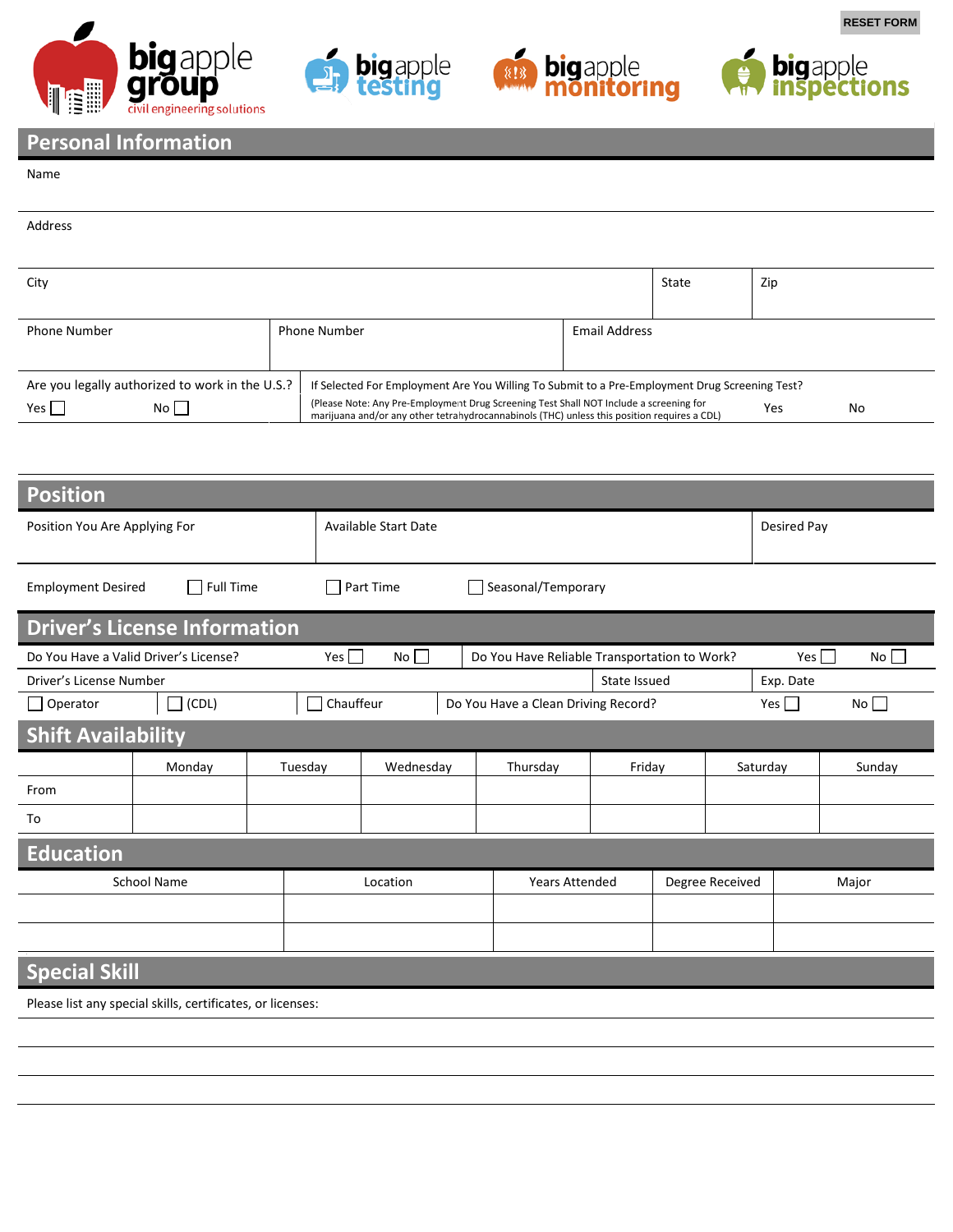RESET FORM

big apple group civil engineering solutions | big apple testing | big apple monitoring | big apple inspections

## Personal Information

Name

Address

| City | State | Zip |
|---|---|---|
| | | |

| Phone Number | Phone Number | Email Address |
|---|---|---|
| | | |

| Are you legally authorized to work in the U.S.? | If Selected For Employment Are You Willing To Submit to a Pre-Employment Drug Screening Test? |
|---|---|
| Yes ☐ No ☐ | (Please Note: Any Pre-Employment Drug Screening Test Shall NOT Include a screening for marijuana and/or any other tetrahydrocannabinols (THC) unless this position requires a CDL) Yes No |

## Position

| Position You Are Applying For | Available Start Date | Desired Pay |
|---|---|---|
| | | |

Employment Desired ☐ Full Time ☐ Part Time ☐ Seasonal/Temporary

## Driver's License Information

| Do You Have a Valid Driver's License? | Yes ☐ No ☐ | Do You Have Reliable Transportation to Work? | Yes ☐ No ☐ |
|---|---|---|---|
| Driver's License Number | | State Issued | Exp. Date |
| ☐ Operator ☐ (CDL) ☐ Chauffeur | | Do You Have a Clean Driving Record? | Yes ☐ No ☐ |

## Shift Availability

| | Monday | Tuesday | Wednesday | Thursday | Friday | Saturday | Sunday |
|---|---|---|---|---|---|---|---|
| From | | | | | | | |
| To | | | | | | | |

## Education

| School Name | Location | Years Attended | Degree Received | Major |
|---|---|---|---|---|
| | | | | |
| | | | | |

## Special Skill

Please list any special skills, certificates, or licenses: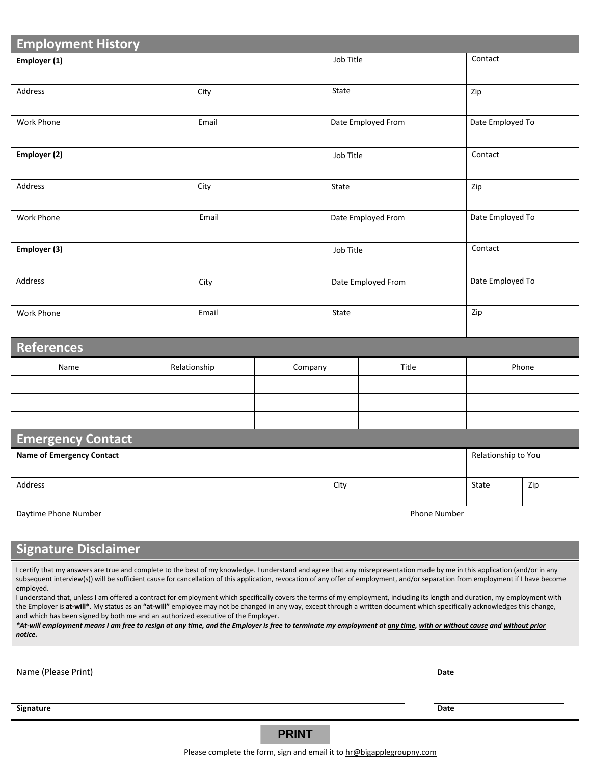## Employment History

| | | | |
|---|---|---|---|
| **Employer (1)** | | Job Title | Contact |
| Address | City | State | Zip |
| Work Phone | Email | Date Employed From | Date Employed To |
| **Employer (2)** | | Job Title | Contact |
| Address | City | State | Zip |
| Work Phone | Email | Date Employed From | Date Employed To |
| **Employer (3)** | | Job Title | Contact |
| Address | City | Date Employed From | Date Employed To |
| Work Phone | Email | State | Zip |

## References

| Name | Relationship | Company | Title | Phone |
|---|---|---|---|---|
| | | | | |
| | | | | |
| | | | | |

## Emergency Contact

| | | | |
|---|---|---|---|
| **Name of Emergency Contact** | | Relationship to You | |
| Address | City | State | Zip |
| Daytime Phone Number | Phone Number | | |

## Signature Disclaimer

I certify that my answers are true and complete to the best of my knowledge. I understand and agree that any misrepresentation made by me in this application (and/or in any subsequent interview(s)) will be sufficient cause for cancellation of this application, revocation of any offer of employment, and/or separation from employment if I have become employed.

I understand that, unless I am offered a contract for employment which specifically covers the terms of my employment, including its length and duration, my employment with the Employer is **at-will***. My status as an **"at-will"** employee may not be changed in any way, except through a written document which specifically acknowledges this change, and which has been signed by both me and an authorized executive of the Employer.

***At-will employment means I am free to resign at any time, and the Employer is free to terminate my employment at <u>any time</u>, <u>with or without cause</u> and <u>without prior notice.</u>***

Name (Please Print) ______________________ **Date** ______________

**Signature** ______________________ **Date** ______________

PRINT

Please complete the form, sign and email it to hr@bigapplegroupny.com